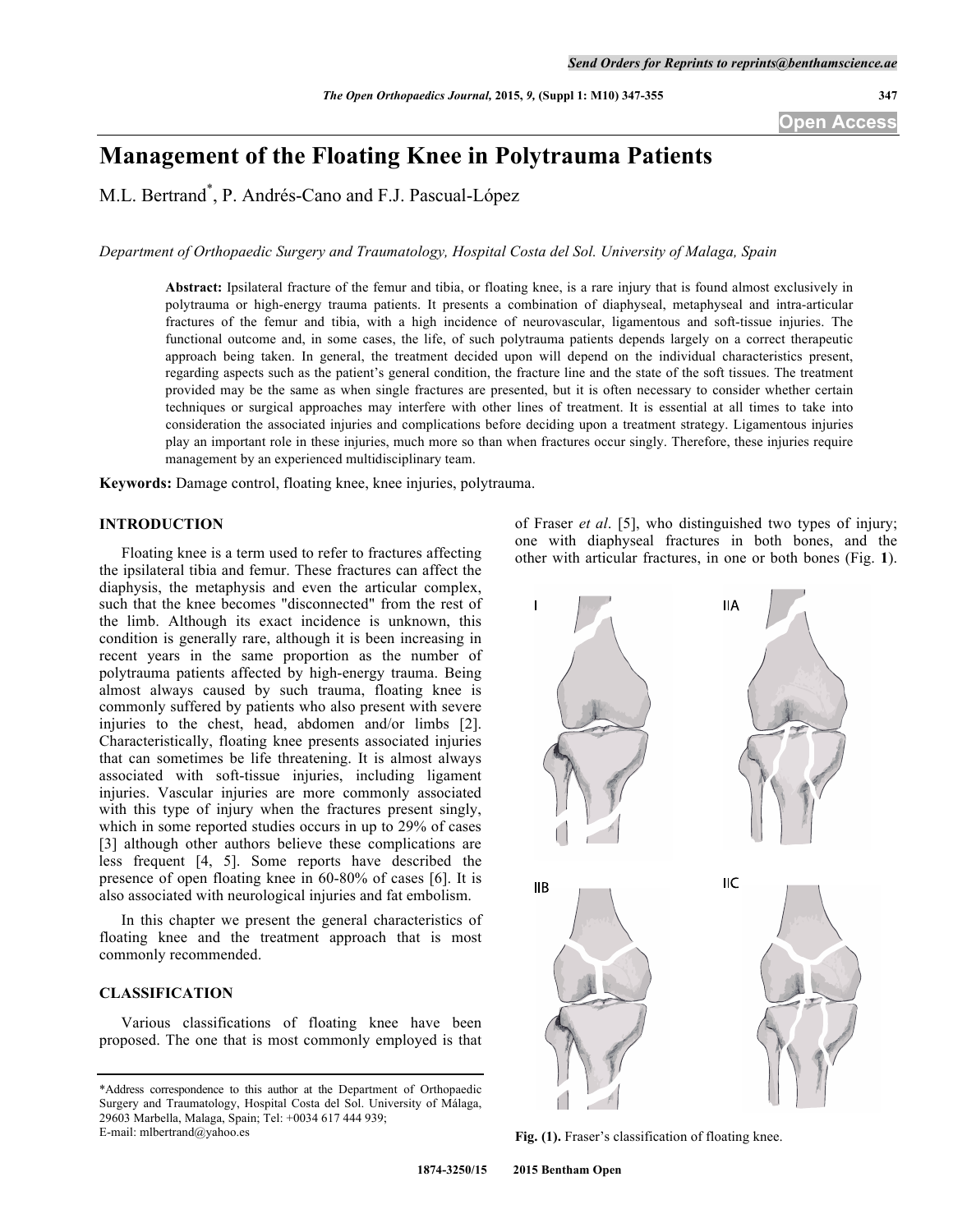# Management of the Floating Knee in Polytrauma Patients

M.L. Bertrand*, P. Andrés-Cano and F.J. Pascual-López

*Department of Orthopaedic Surgery and Traumatology, Hospital Costa del Sol. University of Malaga, Spain*

**Abstract:** Ipsilateral fracture of the femur and tibia, or floating knee, is a rare injury that is found almost exclusively in polytrauma or high-energy trauma patients. It presents a combination of diaphyseal, metaphyseal and intra-articular fractures of the femur and tibia, with a high incidence of neurovascular, ligamentous and soft-tissue injuries. The functional outcome and, in some cases, the life, of such polytrauma patients depends largely on a correct therapeutic approach being taken. In general, the treatment decided upon will depend on the individual characteristics present, regarding aspects such as the patient's general condition, the fracture line and the state of the soft tissues. The treatment provided may be the same as when single fractures are presented, but it is often necessary to consider whether certain techniques or surgical approaches may interfere with other lines of treatment. It is essential at all times to take into consideration the associated injuries and complications before deciding upon a treatment strategy. Ligamentous injuries play an important role in these injuries, much more so than when fractures occur singly. Therefore, these injuries require management by an experienced multidisciplinary team.

**Keywords:** Damage control, floating knee, knee injuries, polytrauma.

## INTRODUCTION

Floating knee is a term used to refer to fractures affecting the ipsilateral tibia and femur. These fractures can affect the diaphysis, the metaphysis and even the articular complex, such that the knee becomes "disconnected" from the rest of the limb. Although its exact incidence is unknown, this condition is generally rare, although it is been increasing in recent years in the same proportion as the number of polytrauma patients affected by high-energy trauma. Being almost always caused by such trauma, floating knee is commonly suffered by patients who also present with severe injuries to the chest, head, abdomen and/or limbs [2]. Characteristically, floating knee presents associated injuries that can sometimes be life threatening. It is almost always associated with soft-tissue injuries, including ligament injuries. Vascular injuries are more commonly associated with this type of injury when the fractures present singly, which in some reported studies occurs in up to 29% of cases [3] although other authors believe these complications are less frequent [4, 5]. Some reports have described the presence of open floating knee in 60-80% of cases [6]. It is also associated with neurological injuries and fat embolism.

In this chapter we present the general characteristics of floating knee and the treatment approach that is most commonly recommended.

## CLASSIFICATION

Various classifications of floating knee have been proposed. The one that is most commonly employed is that of Fraser *et al*. [5], who distinguished two types of injury; one with diaphyseal fractures in both bones, and the other with articular fractures, in one or both bones (Fig. **1**).

**Fig. (1).** Fraser's classification of floating knee.

*Address correspondence to this author at the Department of Orthopaedic Surgery and Traumatology, Hospital Costa del Sol. University of Málaga, 29603 Marbella, Malaga, Spain; Tel: +0034 617 444 939; E-mail: mlbertrand@yahoo.es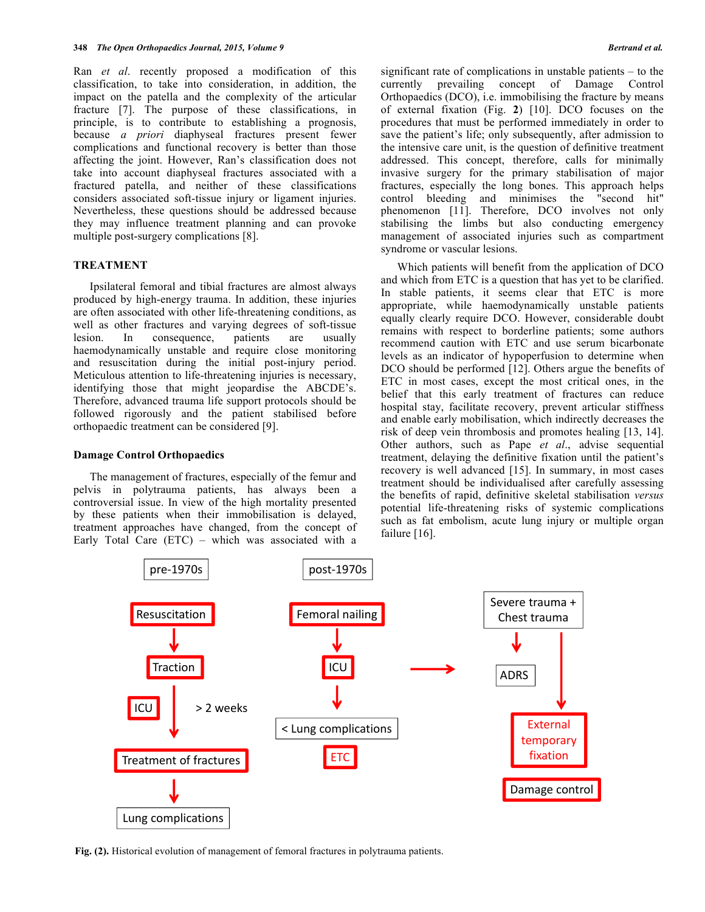Ran *et al.* recently proposed a modification of this classification, to take into consideration, in addition, the impact on the patella and the complexity of the articular fracture [7]. The purpose of these classifications, in principle, is to contribute to establishing a prognosis, because *a priori* diaphyseal fractures present fewer complications and functional recovery is better than those affecting the joint. However, Ran's classification does not take into account diaphyseal fractures associated with a fractured patella, and neither of these classifications considers associated soft-tissue injury or ligament injuries. Nevertheless, these questions should be addressed because they may influence treatment planning and can provoke multiple post-surgery complications [8].

## TREATMENT

Ipsilateral femoral and tibial fractures are almost always produced by high-energy trauma. In addition, these injuries are often associated with other life-threatening conditions, as well as other fractures and varying degrees of soft-tissue lesion. In consequence, patients are usually haemodynamically unstable and require close monitoring and resuscitation during the initial post-injury period. Meticulous attention to life-threatening injuries is necessary, identifying those that might jeopardise the ABCDE's. Therefore, advanced trauma life support protocols should be followed rigorously and the patient stabilised before orthopaedic treatment can be considered [9].

### Damage Control Orthopaedics

The management of fractures, especially of the femur and pelvis in polytrauma patients, has always been a controversial issue. In view of the high mortality presented by these patients when their immobilisation is delayed, treatment approaches have changed, from the concept of Early Total Care (ETC) – which was associated with a significant rate of complications in unstable patients – to the currently prevailing concept of Damage Control Orthopaedics (DCO), i.e. immobilising the fracture by means of external fixation (Fig. **2**) [10]. DCO focuses on the procedures that must be performed immediately in order to save the patient's life; only subsequently, after admission to the intensive care unit, is the question of definitive treatment addressed. This concept, therefore, calls for minimally invasive surgery for the primary stabilisation of major fractures, especially the long bones. This approach helps control bleeding and minimises the "second hit" phenomenon [11]. Therefore, DCO involves not only stabilising the limbs but also conducting emergency management of associated injuries such as compartment syndrome or vascular lesions.

Which patients will benefit from the application of DCO and which from ETC is a question that has yet to be clarified. In stable patients, it seems clear that ETC is more appropriate, while haemodynamically unstable patients equally clearly require DCO. However, considerable doubt remains with respect to borderline patients; some authors recommend caution with ETC and use serum bicarbonate levels as an indicator of hypoperfusion to determine when DCO should be performed [12]. Others argue the benefits of ETC in most cases, except the most critical ones, in the belief that this early treatment of fractures can reduce hospital stay, facilitate recovery, prevent articular stiffness and enable early mobilisation, which indirectly decreases the risk of deep vein thrombosis and promotes healing [13, 14]. Other authors, such as Pape *et al.*, advise sequential treatment, delaying the definitive fixation until the patient's recovery is well advanced [15]. In summary, in most cases treatment should be individualised after carefully assessing the benefits of rapid, definitive skeletal stabilisation *versus* potential life-threatening risks of systemic complications such as fat embolism, acute lung injury or multiple organ failure [16].

pre-1970s: Resuscitation → Traction → (> 2 weeks, ICU) → Treatment of fractures → Lung complications

post-1970s: Femoral nailing → ICU → < Lung complications; ETC

→ Severe trauma + Chest trauma → ADRS; External temporary fixation; Damage control

**Fig. (2).** Historical evolution of management of femoral fractures in polytrauma patients.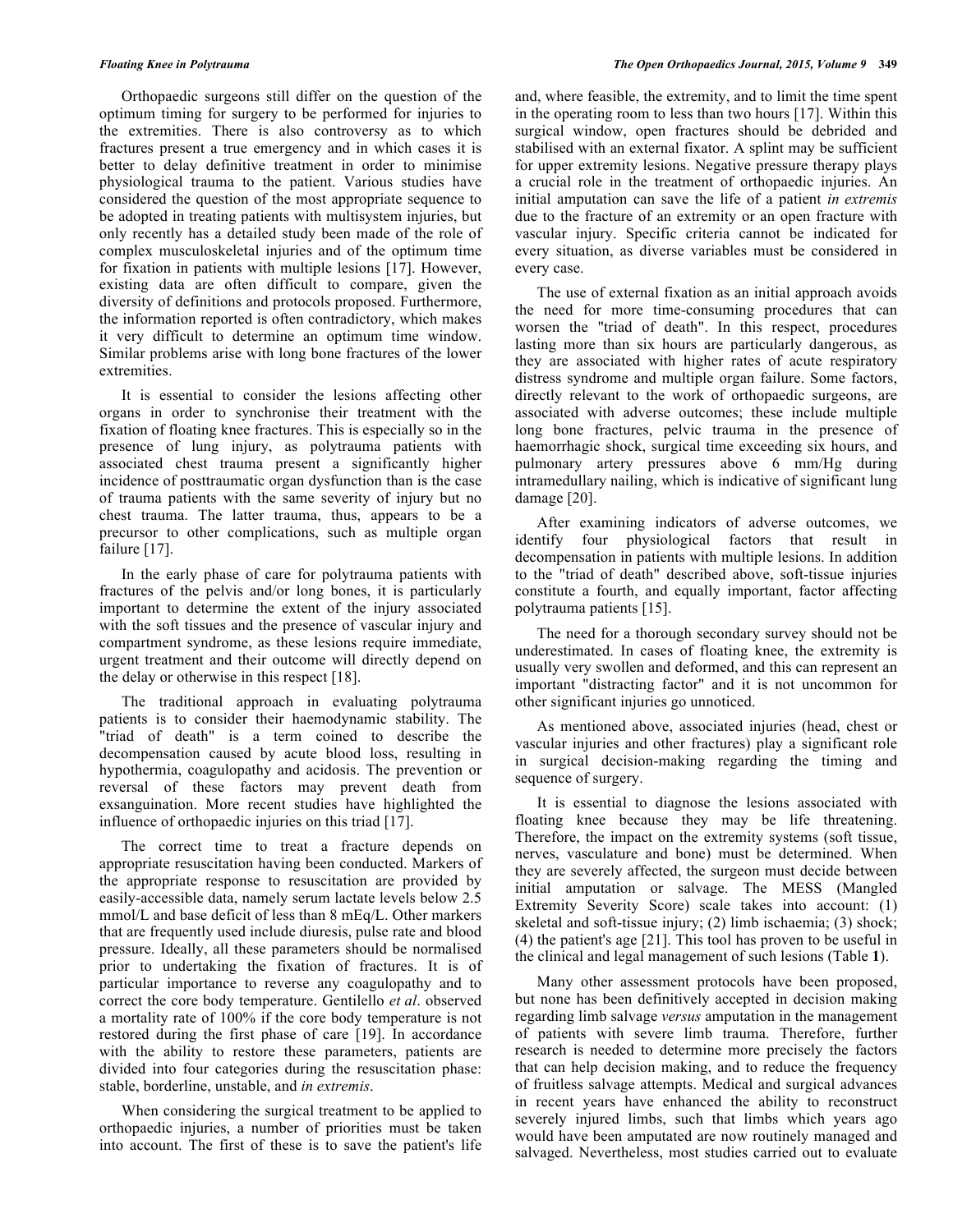Orthopaedic surgeons still differ on the question of the optimum timing for surgery to be performed for injuries to the extremities. There is also controversy as to which fractures present a true emergency and in which cases it is better to delay definitive treatment in order to minimise physiological trauma to the patient. Various studies have considered the question of the most appropriate sequence to be adopted in treating patients with multisystem injuries, but only recently has a detailed study been made of the role of complex musculoskeletal injuries and of the optimum time for fixation in patients with multiple lesions [17]. However, existing data are often difficult to compare, given the diversity of definitions and protocols proposed. Furthermore, the information reported is often contradictory, which makes it very difficult to determine an optimum time window. Similar problems arise with long bone fractures of the lower extremities.

It is essential to consider the lesions affecting other organs in order to synchronise their treatment with the fixation of floating knee fractures. This is especially so in the presence of lung injury, as polytrauma patients with associated chest trauma present a significantly higher incidence of posttraumatic organ dysfunction than is the case of trauma patients with the same severity of injury but no chest trauma. The latter trauma, thus, appears to be a precursor to other complications, such as multiple organ failure [17].

In the early phase of care for polytrauma patients with fractures of the pelvis and/or long bones, it is particularly important to determine the extent of the injury associated with the soft tissues and the presence of vascular injury and compartment syndrome, as these lesions require immediate, urgent treatment and their outcome will directly depend on the delay or otherwise in this respect [18].

The traditional approach in evaluating polytrauma patients is to consider their haemodynamic stability. The "triad of death" is a term coined to describe the decompensation caused by acute blood loss, resulting in hypothermia, coagulopathy and acidosis. The prevention or reversal of these factors may prevent death from exsanguination. More recent studies have highlighted the influence of orthopaedic injuries on this triad [17].

The correct time to treat a fracture depends on appropriate resuscitation having been conducted. Markers of the appropriate response to resuscitation are provided by easily-accessible data, namely serum lactate levels below 2.5 mmol/L and base deficit of less than 8 mEq/L. Other markers that are frequently used include diuresis, pulse rate and blood pressure. Ideally, all these parameters should be normalised prior to undertaking the fixation of fractures. It is of particular importance to reverse any coagulopathy and to correct the core body temperature. Gentilello *et al*. observed a mortality rate of 100% if the core body temperature is not restored during the first phase of care [19]. In accordance with the ability to restore these parameters, patients are divided into four categories during the resuscitation phase: stable, borderline, unstable, and *in extremis*.

When considering the surgical treatment to be applied to orthopaedic injuries, a number of priorities must be taken into account. The first of these is to save the patient's life and, where feasible, the extremity, and to limit the time spent in the operating room to less than two hours [17]. Within this surgical window, open fractures should be debrided and stabilised with an external fixator. A splint may be sufficient for upper extremity lesions. Negative pressure therapy plays a crucial role in the treatment of orthopaedic injuries. An initial amputation can save the life of a patient *in extremis* due to the fracture of an extremity or an open fracture with vascular injury. Specific criteria cannot be indicated for every situation, as diverse variables must be considered in every case.

The use of external fixation as an initial approach avoids the need for more time-consuming procedures that can worsen the "triad of death". In this respect, procedures lasting more than six hours are particularly dangerous, as they are associated with higher rates of acute respiratory distress syndrome and multiple organ failure. Some factors, directly relevant to the work of orthopaedic surgeons, are associated with adverse outcomes; these include multiple long bone fractures, pelvic trauma in the presence of haemorrhagic shock, surgical time exceeding six hours, and pulmonary artery pressures above 6 mm/Hg during intramedullary nailing, which is indicative of significant lung damage [20].

After examining indicators of adverse outcomes, we identify four physiological factors that result in decompensation in patients with multiple lesions. In addition to the "triad of death" described above, soft-tissue injuries constitute a fourth, and equally important, factor affecting polytrauma patients [15].

The need for a thorough secondary survey should not be underestimated. In cases of floating knee, the extremity is usually very swollen and deformed, and this can represent an important "distracting factor" and it is not uncommon for other significant injuries go unnoticed.

As mentioned above, associated injuries (head, chest or vascular injuries and other fractures) play a significant role in surgical decision-making regarding the timing and sequence of surgery.

It is essential to diagnose the lesions associated with floating knee because they may be life threatening. Therefore, the impact on the extremity systems (soft tissue, nerves, vasculature and bone) must be determined. When they are severely affected, the surgeon must decide between initial amputation or salvage. The MESS (Mangled Extremity Severity Score) scale takes into account: (1) skeletal and soft-tissue injury; (2) limb ischaemia; (3) shock; (4) the patient's age [21]. This tool has proven to be useful in the clinical and legal management of such lesions (Table **1**).

Many other assessment protocols have been proposed, but none has been definitively accepted in decision making regarding limb salvage *versus* amputation in the management of patients with severe limb trauma. Therefore, further research is needed to determine more precisely the factors that can help decision making, and to reduce the frequency of fruitless salvage attempts. Medical and surgical advances in recent years have enhanced the ability to reconstruct severely injured limbs, such that limbs which years ago would have been amputated are now routinely managed and salvaged. Nevertheless, most studies carried out to evaluate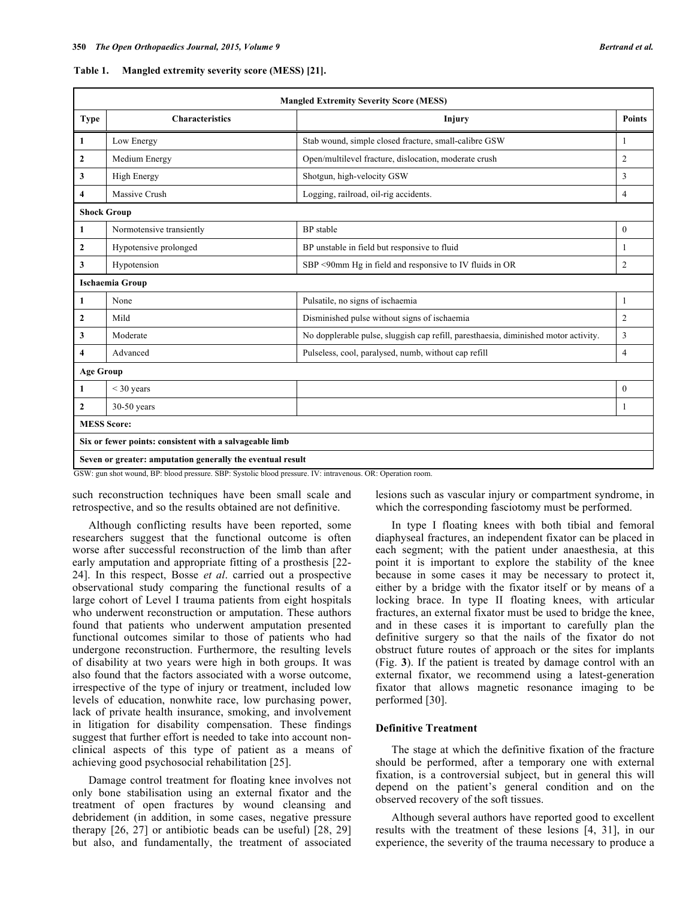**Table 1. Mangled extremity severity score (MESS) [21].**

| Mangled Extremity Severity Score (MESS) | | | |
|---|---|---|---|
| **Type** | **Characteristics** | **Injury** | **Points** |
| **1** | Low Energy | Stab wound, simple closed fracture, small-calibre GSW | 1 |
| **2** | Medium Energy | Open/multilevel fracture, dislocation, moderate crush | 2 |
| **3** | High Energy | Shotgun, high-velocity GSW | 3 |
| **4** | Massive Crush | Logging, railroad, oil-rig accidents. | 4 |
| **Shock Group** | | | |
| **1** | Normotensive transiently | BP stable | 0 |
| **2** | Hypotensive prolonged | BP unstable in field but responsive to fluid | 1 |
| **3** | Hypotension | SBP <90mm Hg in field and responsive to IV fluids in OR | 2 |
| **Ischaemia Group** | | | |
| **1** | None | Pulsatile, no signs of ischaemia | 1 |
| **2** | Mild | Disminished pulse without signs of ischaemia | 2 |
| **3** | Moderate | No dopplerable pulse, sluggish cap refill, paresthaesia, diminished motor activity. | 3 |
| **4** | Advanced | Pulseless, cool, paralysed, numb, without cap refill | 4 |
| **Age Group** | | | |
| **1** | < 30 years | | 0 |
| **2** | 30-50 years | | 1 |
| **MESS Score:** | | | |
| **Six or fewer points: consistent with a salvageable limb** | | | |
| **Seven or greater: amputation generally the eventual result** | | | |

GSW: gun shot wound, BP: blood pressure. SBP: Systolic blood pressure. IV: intravenous. OR: Operation room.

such reconstruction techniques have been small scale and retrospective, and so the results obtained are not definitive.

Although conflicting results have been reported, some researchers suggest that the functional outcome is often worse after successful reconstruction of the limb than after early amputation and appropriate fitting of a prosthesis [22-24]. In this respect, Bosse *et al*. carried out a prospective observational study comparing the functional results of a large cohort of Level I trauma patients from eight hospitals who underwent reconstruction or amputation. These authors found that patients who underwent amputation presented functional outcomes similar to those of patients who had undergone reconstruction. Furthermore, the resulting levels of disability at two years were high in both groups. It was also found that the factors associated with a worse outcome, irrespective of the type of injury or treatment, included low levels of education, nonwhite race, low purchasing power, lack of private health insurance, smoking, and involvement in litigation for disability compensation. These findings suggest that further effort is needed to take into account non-clinical aspects of this type of patient as a means of achieving good psychosocial rehabilitation [25].

Damage control treatment for floating knee involves not only bone stabilisation using an external fixator and the treatment of open fractures by wound cleansing and debridement (in addition, in some cases, negative pressure therapy [26, 27] or antibiotic beads can be useful) [28, 29] but also, and fundamentally, the treatment of associated lesions such as vascular injury or compartment syndrome, in which the corresponding fasciotomy must be performed.

In type I floating knees with both tibial and femoral diaphyseal fractures, an independent fixator can be placed in each segment; with the patient under anaesthesia, at this point it is important to explore the stability of the knee because in some cases it may be necessary to protect it, either by a bridge with the fixator itself or by means of a locking brace. In type II floating knees, with articular fractures, an external fixator must be used to bridge the knee, and in these cases it is important to carefully plan the definitive surgery so that the nails of the fixator do not obstruct future routes of approach or the sites for implants (Fig. **3**). If the patient is treated by damage control with an external fixator, we recommend using a latest-generation fixator that allows magnetic resonance imaging to be performed [30].

## Definitive Treatment

The stage at which the definitive fixation of the fracture should be performed, after a temporary one with external fixation, is a controversial subject, but in general this will depend on the patient's general condition and on the observed recovery of the soft tissues.

Although several authors have reported good to excellent results with the treatment of these lesions [4, 31], in our experience, the severity of the trauma necessary to produce a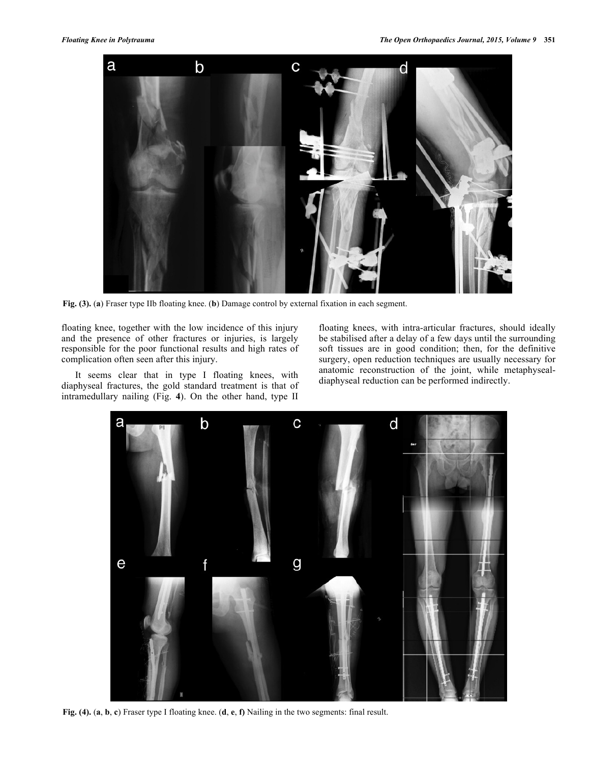Fig. (3). (**a**) Fraser type IIb floating knee. (**b**) Damage control by external fixation in each segment.

floating knee, together with the low incidence of this injury and the presence of other fractures or injuries, is largely responsible for the poor functional results and high rates of complication often seen after this injury.

It seems clear that in type I floating knees, with diaphyseal fractures, the gold standard treatment is that of intramedullary nailing (Fig. **4**). On the other hand, type II floating knees, with intra-articular fractures, should ideally be stabilised after a delay of a few days until the surrounding soft tissues are in good condition; then, for the definitive surgery, open reduction techniques are usually necessary for anatomic reconstruction of the joint, while metaphyseal-diaphyseal reduction can be performed indirectly.

Fig. (4). (**a**, **b**, **c**) Fraser type I floating knee. (**d**, **e**, **f**) Nailing in the two segments: final result.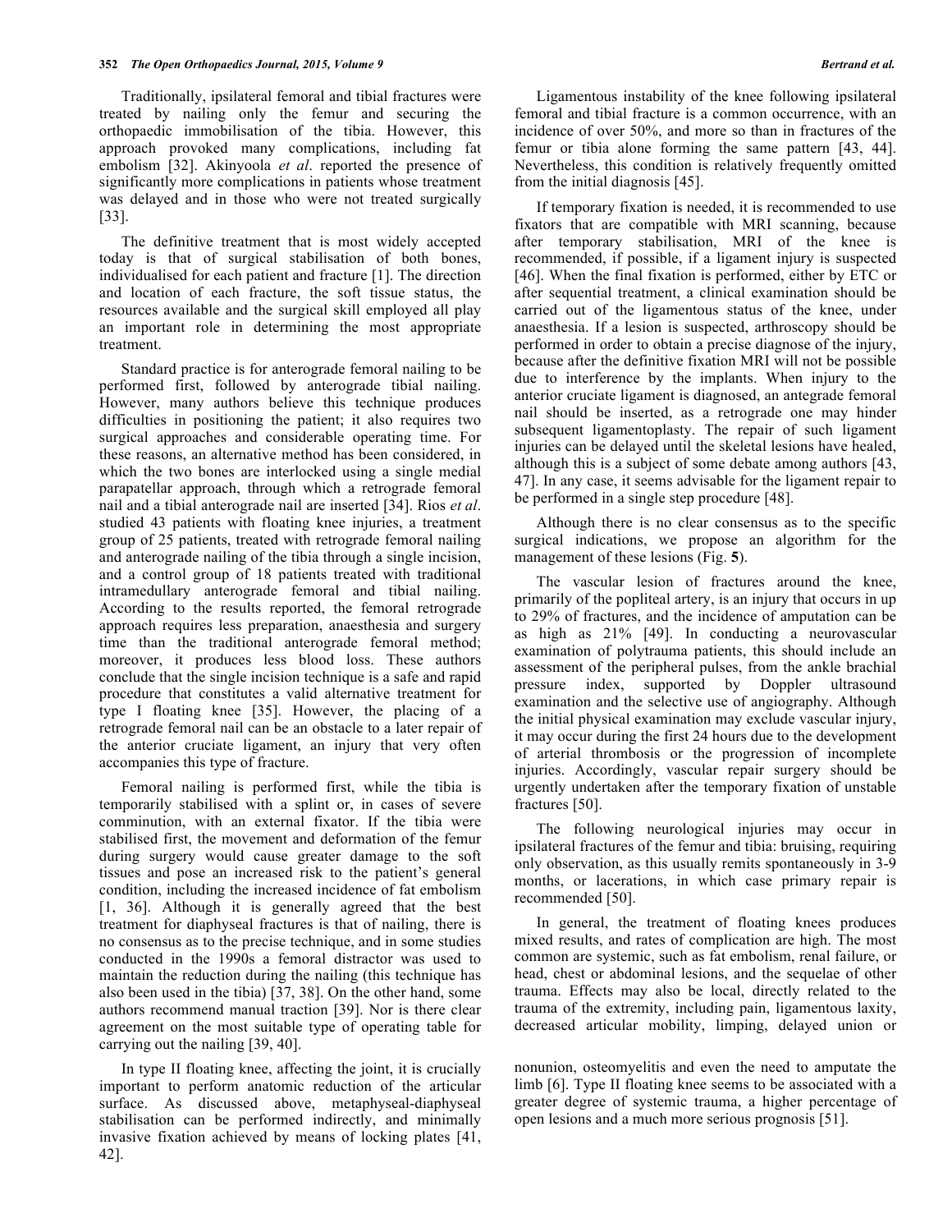Traditionally, ipsilateral femoral and tibial fractures were treated by nailing only the femur and securing the orthopaedic immobilisation of the tibia. However, this approach provoked many complications, including fat embolism [32]. Akinyoola *et al*. reported the presence of significantly more complications in patients whose treatment was delayed and in those who were not treated surgically [33].

The definitive treatment that is most widely accepted today is that of surgical stabilisation of both bones, individualised for each patient and fracture [1]. The direction and location of each fracture, the soft tissue status, the resources available and the surgical skill employed all play an important role in determining the most appropriate treatment.

Standard practice is for anterograde femoral nailing to be performed first, followed by anterograde tibial nailing. However, many authors believe this technique produces difficulties in positioning the patient; it also requires two surgical approaches and considerable operating time. For these reasons, an alternative method has been considered, in which the two bones are interlocked using a single medial parapatellar approach, through which a retrograde femoral nail and a tibial anterograde nail are inserted [34]. Rios *et al*. studied 43 patients with floating knee injuries, a treatment group of 25 patients, treated with retrograde femoral nailing and anterograde nailing of the tibia through a single incision, and a control group of 18 patients treated with traditional intramedullary anterograde femoral and tibial nailing. According to the results reported, the femoral retrograde approach requires less preparation, anaesthesia and surgery time than the traditional anterograde femoral method; moreover, it produces less blood loss. These authors conclude that the single incision technique is a safe and rapid procedure that constitutes a valid alternative treatment for type I floating knee [35]. However, the placing of a retrograde femoral nail can be an obstacle to a later repair of the anterior cruciate ligament, an injury that very often accompanies this type of fracture.

Femoral nailing is performed first, while the tibia is temporarily stabilised with a splint or, in cases of severe comminution, with an external fixator. If the tibia were stabilised first, the movement and deformation of the femur during surgery would cause greater damage to the soft tissues and pose an increased risk to the patient's general condition, including the increased incidence of fat embolism [1, 36]. Although it is generally agreed that the best treatment for diaphyseal fractures is that of nailing, there is no consensus as to the precise technique, and in some studies conducted in the 1990s a femoral distractor was used to maintain the reduction during the nailing (this technique has also been used in the tibia) [37, 38]. On the other hand, some authors recommend manual traction [39]. Nor is there clear agreement on the most suitable type of operating table for carrying out the nailing [39, 40].

In type II floating knee, affecting the joint, it is crucially important to perform anatomic reduction of the articular surface. As discussed above, metaphyseal-diaphyseal stabilisation can be performed indirectly, and minimally invasive fixation achieved by means of locking plates [41, 42].

Ligamentous instability of the knee following ipsilateral femoral and tibial fracture is a common occurrence, with an incidence of over 50%, and more so than in fractures of the femur or tibia alone forming the same pattern [43, 44]. Nevertheless, this condition is relatively frequently omitted from the initial diagnosis [45].

If temporary fixation is needed, it is recommended to use fixators that are compatible with MRI scanning, because after temporary stabilisation, MRI of the knee is recommended, if possible, if a ligament injury is suspected [46]. When the final fixation is performed, either by ETC or after sequential treatment, a clinical examination should be carried out of the ligamentous status of the knee, under anaesthesia. If a lesion is suspected, arthroscopy should be performed in order to obtain a precise diagnose of the injury, because after the definitive fixation MRI will not be possible due to interference by the implants. When injury to the anterior cruciate ligament is diagnosed, an antegrade femoral nail should be inserted, as a retrograde one may hinder subsequent ligamentoplasty. The repair of such ligament injuries can be delayed until the skeletal lesions have healed, although this is a subject of some debate among authors [43, 47]. In any case, it seems advisable for the ligament repair to be performed in a single step procedure [48].

Although there is no clear consensus as to the specific surgical indications, we propose an algorithm for the management of these lesions (Fig. **5**).

The vascular lesion of fractures around the knee, primarily of the popliteal artery, is an injury that occurs in up to 29% of fractures, and the incidence of amputation can be as high as 21% [49]. In conducting a neurovascular examination of polytrauma patients, this should include an assessment of the peripheral pulses, from the ankle brachial pressure index, supported by Doppler ultrasound examination and the selective use of angiography. Although the initial physical examination may exclude vascular injury, it may occur during the first 24 hours due to the development of arterial thrombosis or the progression of incomplete injuries. Accordingly, vascular repair surgery should be urgently undertaken after the temporary fixation of unstable fractures [50].

The following neurological injuries may occur in ipsilateral fractures of the femur and tibia: bruising, requiring only observation, as this usually remits spontaneously in 3-9 months, or lacerations, in which case primary repair is recommended [50].

In general, the treatment of floating knees produces mixed results, and rates of complication are high. The most common are systemic, such as fat embolism, renal failure, or head, chest or abdominal lesions, and the sequelae of other trauma. Effects may also be local, directly related to the trauma of the extremity, including pain, ligamentous laxity, decreased articular mobility, limping, delayed union or nonunion, osteomyelitis and even the need to amputate the limb [6]. Type II floating knee seems to be associated with a greater degree of systemic trauma, a higher percentage of open lesions and a much more serious prognosis [51].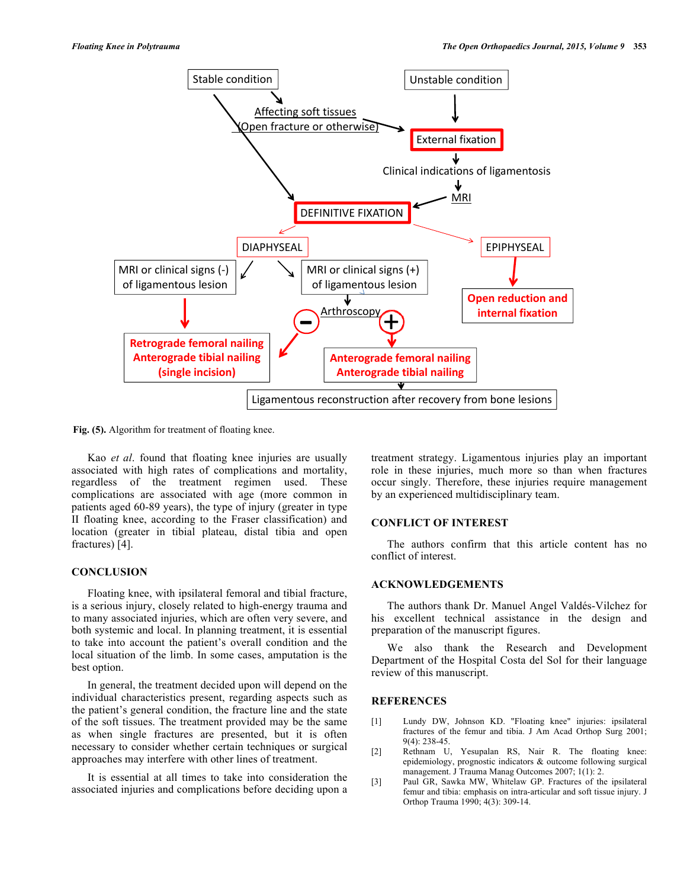Stable condition

Unstable condition

Affecting soft tissues (Open fracture or otherwise)

External fixation

Clinical indications of ligamentosis

MRI

DEFINITIVE FIXATION

DIAPHYSEAL

EPIPHYSEAL

MRI or clinical signs (-) of ligamentous lesion

MRI or clinical signs (+) of ligamentous lesion

Arthroscopy

Open reduction and internal fixation

Retrograde femoral nailing Anterograde tibial nailing (single incision)

Anterograde femoral nailing Anterograde tibial nailing

Ligamentous reconstruction after recovery from bone lesions

**Fig. (5).** Algorithm for treatment of floating knee.

Kao *et al*. found that floating knee injuries are usually associated with high rates of complications and mortality, regardless of the treatment regimen used. These complications are associated with age (more common in patients aged 60-89 years), the type of injury (greater in type II floating knee, according to the Fraser classification) and location (greater in tibial plateau, distal tibia and open fractures) [4].

## CONCLUSION

Floating knee, with ipsilateral femoral and tibial fracture, is a serious injury, closely related to high-energy trauma and to many associated injuries, which are often very severe, and both systemic and local. In planning treatment, it is essential to take into account the patient's overall condition and the local situation of the limb. In some cases, amputation is the best option.

In general, the treatment decided upon will depend on the individual characteristics present, regarding aspects such as the patient's general condition, the fracture line and the state of the soft tissues. The treatment provided may be the same as when single fractures are presented, but it is often necessary to consider whether certain techniques or surgical approaches may interfere with other lines of treatment.

It is essential at all times to take into consideration the associated injuries and complications before deciding upon a treatment strategy. Ligamentous injuries play an important role in these injuries, much more so than when fractures occur singly. Therefore, these injuries require management by an experienced multidisciplinary team.

## CONFLICT OF INTEREST

The authors confirm that this article content has no conflict of interest.

## ACKNOWLEDGEMENTS

The authors thank Dr. Manuel Angel Valdés-Vilchez for his excellent technical assistance in the design and preparation of the manuscript figures.

We also thank the Research and Development Department of the Hospital Costa del Sol for their language review of this manuscript.

## REFERENCES

[1] Lundy DW, Johnson KD. "Floating knee" injuries: ipsilateral fractures of the femur and tibia. J Am Acad Orthop Surg 2001; 9(4): 238-45.

[2] Rethnam U, Yesupalan RS, Nair R. The floating knee: epidemiology, prognostic indicators & outcome following surgical management. J Trauma Manag Outcomes 2007; 1(1): 2.

[3] Paul GR, Sawka MW, Whitelaw GP. Fractures of the ipsilateral femur and tibia: emphasis on intra-articular and soft tissue injury. J Orthop Trauma 1990; 4(3): 309-14.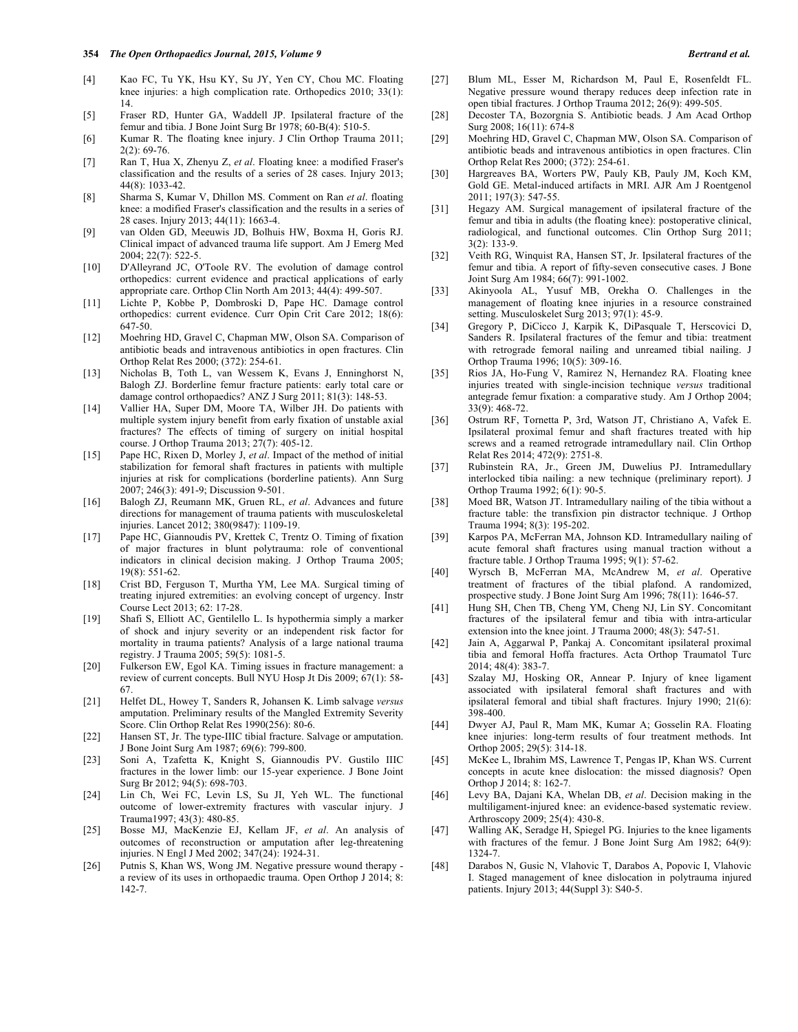[4] Kao FC, Tu YK, Hsu KY, Su JY, Yen CY, Chou MC. Floating knee injuries: a high complication rate. Orthopedics 2010; 33(1): 14.

[5] Fraser RD, Hunter GA, Waddell JP. Ipsilateral fracture of the femur and tibia. J Bone Joint Surg Br 1978; 60-B(4): 510-5.

[6] Kumar R. The floating knee injury. J Clin Orthop Trauma 2011; 2(2): 69-76.

[7] Ran T, Hua X, Zhenyu Z, *et al*. Floating knee: a modified Fraser's classification and the results of a series of 28 cases. Injury 2013; 44(8): 1033-42.

[8] Sharma S, Kumar V, Dhillon MS. Comment on Ran *et al*. floating knee: a modified Fraser's classification and the results in a series of 28 cases. Injury 2013; 44(11): 1663-4.

[9] van Olden GD, Meeuwis JD, Bolhuis HW, Boxma H, Goris RJ. Clinical impact of advanced trauma life support. Am J Emerg Med 2004; 22(7): 522-5.

[10] D'Alleyrand JC, O'Toole RV. The evolution of damage control orthopedics: current evidence and practical applications of early appropriate care. Orthop Clin North Am 2013; 44(4): 499-507.

[11] Lichte P, Kobbe P, Dombroski D, Pape HC. Damage control orthopedics: current evidence. Curr Opin Crit Care 2012; 18(6): 647-50.

[12] Moehring HD, Gravel C, Chapman MW, Olson SA. Comparison of antibiotic beads and intravenous antibiotics in open fractures. Clin Orthop Relat Res 2000; (372): 254-61.

[13] Nicholas B, Toth L, van Wessem K, Evans J, Enninghorst N, Balogh ZJ. Borderline femur fracture patients: early total care or damage control orthopaedics? ANZ J Surg 2011; 81(3): 148-53.

[14] Vallier HA, Super DM, Moore TA, Wilber JH. Do patients with multiple system injury benefit from early fixation of unstable axial fractures? The effects of timing of surgery on initial hospital course. J Orthop Trauma 2013; 27(7): 405-12.

[15] Pape HC, Rixen D, Morley J, *et al*. Impact of the method of initial stabilization for femoral shaft fractures in patients with multiple injuries at risk for complications (borderline patients). Ann Surg 2007; 246(3): 491-9; Discussion 9-501.

[16] Balogh ZJ, Reumann MK, Gruen RL, *et al*. Advances and future directions for management of trauma patients with musculoskeletal injuries. Lancet 2012; 380(9847): 1109-19.

[17] Pape HC, Giannoudis PV, Krettek C, Trentz O. Timing of fixation of major fractures in blunt polytrauma: role of conventional indicators in clinical decision making. J Orthop Trauma 2005; 19(8): 551-62.

[18] Crist BD, Ferguson T, Murtha YM, Lee MA. Surgical timing of treating injured extremities: an evolving concept of urgency. Instr Course Lect 2013; 62: 17-28.

[19] Shafi S, Elliott AC, Gentilello L. Is hypothermia simply a marker of shock and injury severity or an independent risk factor for mortality in trauma patients? Analysis of a large national trauma registry. J Trauma 2005; 59(5): 1081-5.

[20] Fulkerson EW, Egol KA. Timing issues in fracture management: a review of current concepts. Bull NYU Hosp Jt Dis 2009; 67(1): 58-67.

[21] Helfet DL, Howey T, Sanders R, Johansen K. Limb salvage *versus* amputation. Preliminary results of the Mangled Extremity Severity Score. Clin Orthop Relat Res 1990(256): 80-6.

[22] Hansen ST, Jr. The type-IIIC tibial fracture. Salvage or amputation. J Bone Joint Surg Am 1987; 69(6): 799-800.

[23] Soni A, Tzafetta K, Knight S, Giannoudis PV. Gustilo IIIC fractures in the lower limb: our 15-year experience. J Bone Joint Surg Br 2012; 94(5): 698-703.

[24] Lin Ch, Wei FC, Levin LS, Su JI, Yeh WL. The functional outcome of lower-extremity fractures with vascular injury. J Trauma1997; 43(3): 480-85.

[25] Bosse MJ, MacKenzie EJ, Kellam JF, *et al*. An analysis of outcomes of reconstruction or amputation after leg-threatening injuries. N Engl J Med 2002; 347(24): 1924-31.

[26] Putnis S, Khan WS, Wong JM. Negative pressure wound therapy - a review of its uses in orthopaedic trauma. Open Orthop J 2014; 8: 142-7.

[27] Blum ML, Esser M, Richardson M, Paul E, Rosenfeldt FL. Negative pressure wound therapy reduces deep infection rate in open tibial fractures. J Orthop Trauma 2012; 26(9): 499-505.

[28] Decoster TA, Bozorgnia S. Antibiotic beads. J Am Acad Orthop Surg 2008; 16(11): 674-8

[29] Moehring HD, Gravel C, Chapman MW, Olson SA. Comparison of antibiotic beads and intravenous antibiotics in open fractures. Clin Orthop Relat Res 2000; (372): 254-61.

[30] Hargreaves BA, Worters PW, Pauly KB, Pauly JM, Koch KM, Gold GE. Metal-induced artifacts in MRI. AJR Am J Roentgenol 2011; 197(3): 547-55.

[31] Hegazy AM. Surgical management of ipsilateral fracture of the femur and tibia in adults (the floating knee): postoperative clinical, radiological, and functional outcomes. Clin Orthop Surg 2011; 3(2): 133-9.

[32] Veith RG, Winquist RA, Hansen ST, Jr. Ipsilateral fractures of the femur and tibia. A report of fifty-seven consecutive cases. J Bone Joint Surg Am 1984; 66(7): 991-1002.

[33] Akinyoola AL, Yusuf MB, Orekha O. Challenges in the management of floating knee injuries in a resource constrained setting. Musculoskelet Surg 2013; 97(1): 45-9.

[34] Gregory P, DiCicco J, Karpik K, DiPasquale T, Herscovici D, Sanders R. Ipsilateral fractures of the femur and tibia: treatment with retrograde femoral nailing and unreamed tibial nailing. J Orthop Trauma 1996; 10(5): 309-16.

[35] Rios JA, Ho-Fung V, Ramirez N, Hernandez RA. Floating knee injuries treated with single-incision technique *versus* traditional antegrade femur fixation: a comparative study. Am J Orthop 2004; 33(9): 468-72.

[36] Ostrum RF, Tornetta P, 3rd, Watson JT, Christiano A, Vafek E. Ipsilateral proximal femur and shaft fractures treated with hip screws and a reamed retrograde intramedullary nail. Clin Orthop Relat Res 2014; 472(9): 2751-8.

[37] Rubinstein RA, Jr., Green JM, Duwelius PJ. Intramedullary interlocked tibia nailing: a new technique (preliminary report). J Orthop Trauma 1992; 6(1): 90-5.

[38] Moed BR, Watson JT. Intramedullary nailing of the tibia without a fracture table: the transfixion pin distractor technique. J Orthop Trauma 1994; 8(3): 195-202.

[39] Karpos PA, McFerran MA, Johnson KD. Intramedullary nailing of acute femoral shaft fractures using manual traction without a fracture table. J Orthop Trauma 1995; 9(1): 57-62.

[40] Wyrsch B, McFerran MA, McAndrew M, *et al*. Operative treatment of fractures of the tibial plafond. A randomized, prospective study. J Bone Joint Surg Am 1996; 78(11): 1646-57.

[41] Hung SH, Chen TB, Cheng YM, Cheng NJ, Lin SY. Concomitant fractures of the ipsilateral femur and tibia with intra-articular extension into the knee joint. J Trauma 2000; 48(3): 547-51.

[42] Jain A, Aggarwal P, Pankaj A. Concomitant ipsilateral proximal tibia and femoral Hoffa fractures. Acta Orthop Traumatol Turc 2014; 48(4): 383-7.

[43] Szalay MJ, Hosking OR, Annear P. Injury of knee ligament associated with ipsilateral femoral shaft fractures and with ipsilateral femoral and tibial shaft fractures. Injury 1990; 21(6): 398-400.

[44] Dwyer AJ, Paul R, Mam MK, Kumar A; Gosselin RA. Floating knee injuries: long-term results of four treatment methods. Int Orthop 2005; 29(5): 314-18.

[45] McKee L, Ibrahim MS, Lawrence T, Pengas IP, Khan WS. Current concepts in acute knee dislocation: the missed diagnosis? Open Orthop J 2014; 8: 162-7.

[46] Levy BA, Dajani KA, Whelan DB, *et al*. Decision making in the multiligament-injured knee: an evidence-based systematic review. Arthroscopy 2009; 25(4): 430-8.

[47] Walling AK, Seradge H, Spiegel PG. Injuries to the knee ligaments with fractures of the femur. J Bone Joint Surg Am 1982; 64(9): 1324-7.

[48] Darabos N, Gusic N, Vlahovic T, Darabos A, Popovic I, Vlahovic I. Staged management of knee dislocation in polytrauma injured patients. Injury 2013; 44(Suppl 3): S40-5.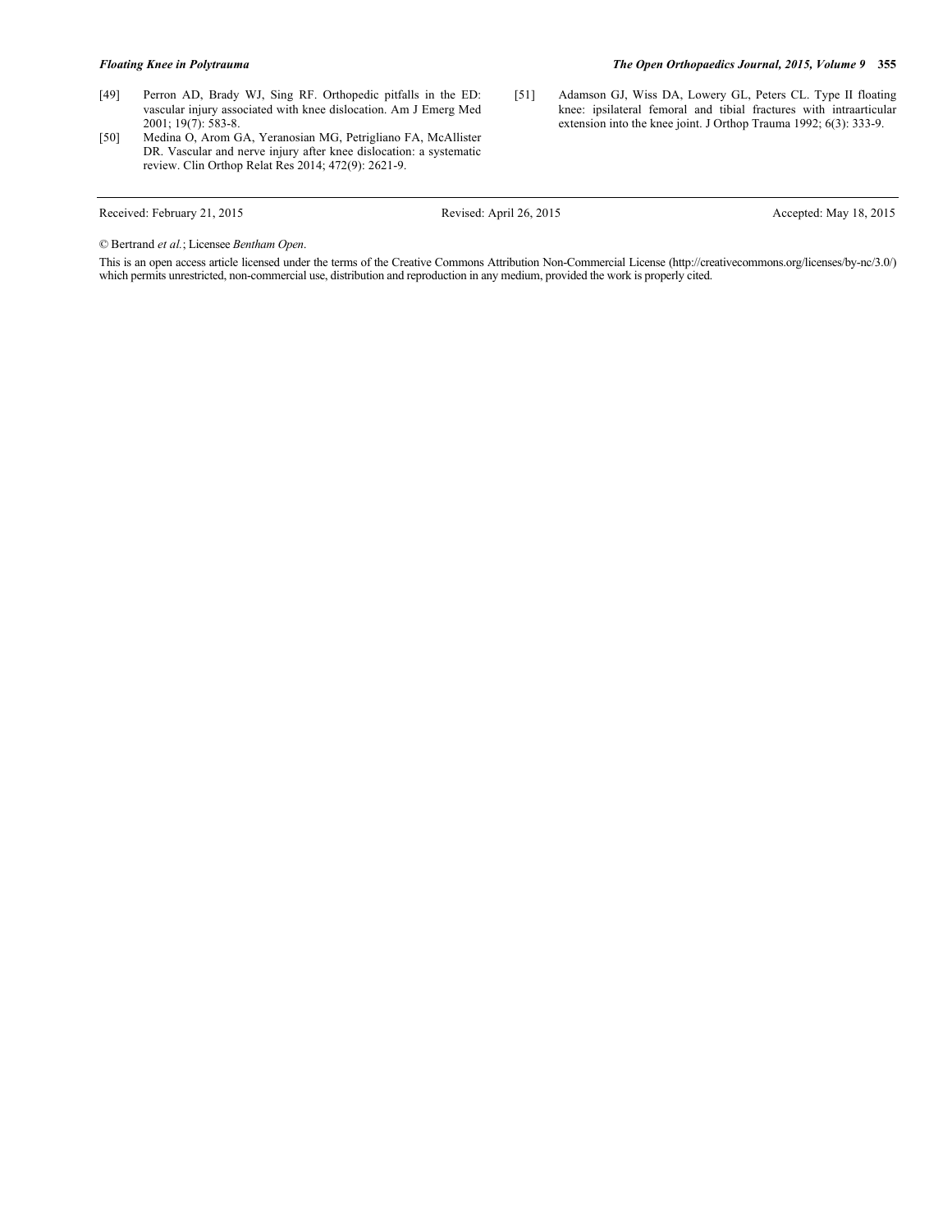[49] Perron AD, Brady WJ, Sing RF. Orthopedic pitfalls in the ED: vascular injury associated with knee dislocation. Am J Emerg Med 2001; 19(7): 583-8.

[50] Medina O, Arom GA, Yeranosian MG, Petrigliano FA, McAllister DR. Vascular and nerve injury after knee dislocation: a systematic review. Clin Orthop Relat Res 2014; 472(9): 2621-9.

[51] Adamson GJ, Wiss DA, Lowery GL, Peters CL. Type II floating knee: ipsilateral femoral and tibial fractures with intraarticular extension into the knee joint. J Orthop Trauma 1992; 6(3): 333-9.

Received: February 21, 2015 Revised: April 26, 2015 Accepted: May 18, 2015

© Bertrand *et al.*; Licensee *Bentham Open*.

This is an open access article licensed under the terms of the Creative Commons Attribution Non-Commercial License (http://creativecommons.org/licenses/by-nc/3.0/) which permits unrestricted, non-commercial use, distribution and reproduction in any medium, provided the work is properly cited.